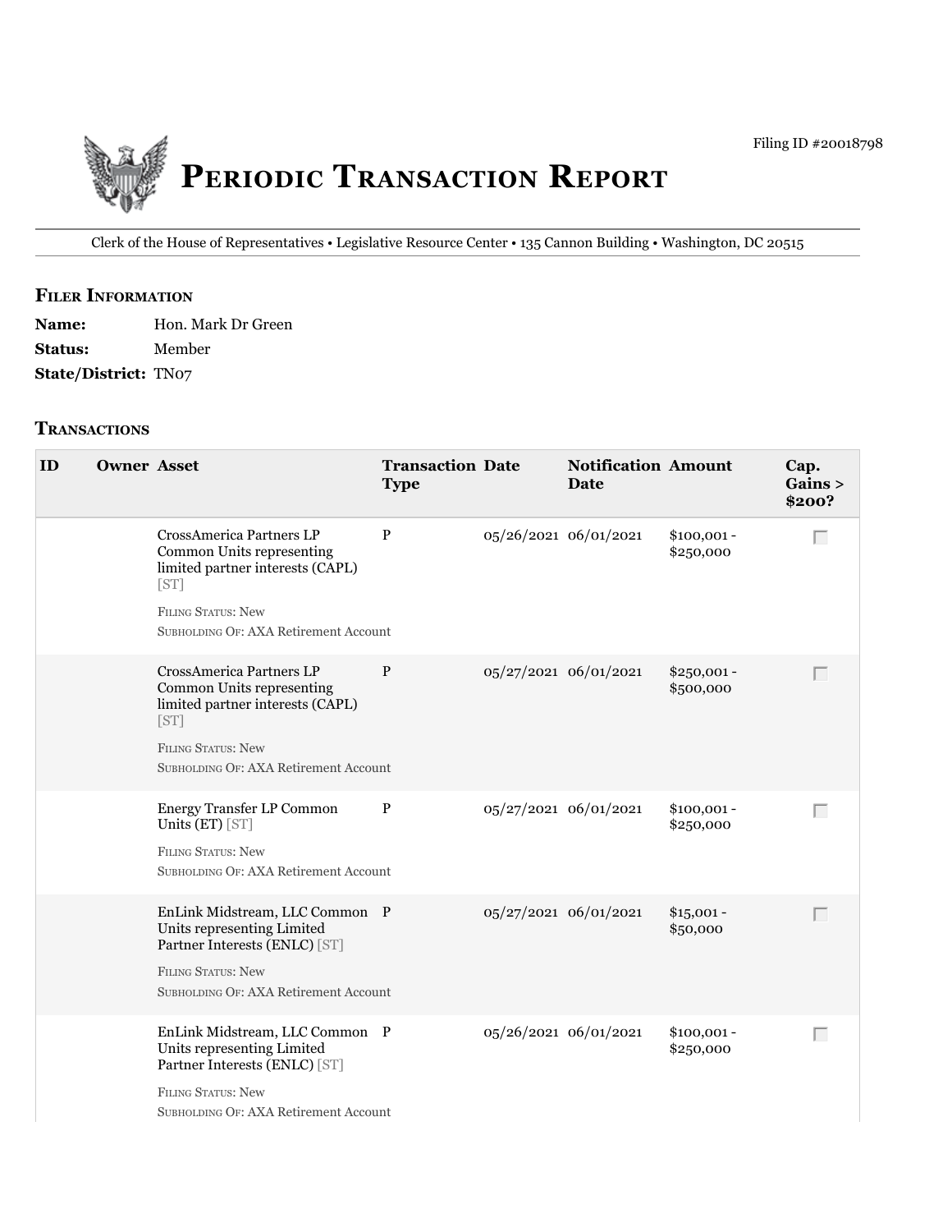Filing ID #20018798

# Periodic Transaction Report

Clerk of the House of Representatives • Legislative Resource Center • 135 Cannon Building • Washington, DC 20515

## Filer Information

**Name:** Hon. Mark Dr Green

**Status:** Member

**State/District:** TN07

## Transactions

| ID | Owner | Asset | Transaction Type | Date | Notification Date | Amount | Cap. Gains > $200? |
|---|---|---|---|---|---|---|---|
| | | CrossAmerica Partners LP Common Units representing limited partner interests (CAPL) [ST]<br>Filing Status: New<br>Subholding Of: AXA Retirement Account | P | 05/26/2021 | 06/01/2021 | $100,001 - $250,000 | |
| | | CrossAmerica Partners LP Common Units representing limited partner interests (CAPL) [ST]<br>Filing Status: New<br>Subholding Of: AXA Retirement Account | P | 05/27/2021 | 06/01/2021 | $250,001 - $500,000 | |
| | | Energy Transfer LP Common Units (ET) [ST]<br>Filing Status: New<br>Subholding Of: AXA Retirement Account | P | 05/27/2021 | 06/01/2021 | $100,001 - $250,000 | |
| | | EnLink Midstream, LLC Common Units representing Limited Partner Interests (ENLC) [ST]<br>Filing Status: New<br>Subholding Of: AXA Retirement Account | P | 05/27/2021 | 06/01/2021 | $15,001 - $50,000 | |
| | | EnLink Midstream, LLC Common Units representing Limited Partner Interests (ENLC) [ST]<br>Filing Status: New<br>Subholding Of: AXA Retirement Account | P | 05/26/2021 | 06/01/2021 | $100,001 - $250,000 | |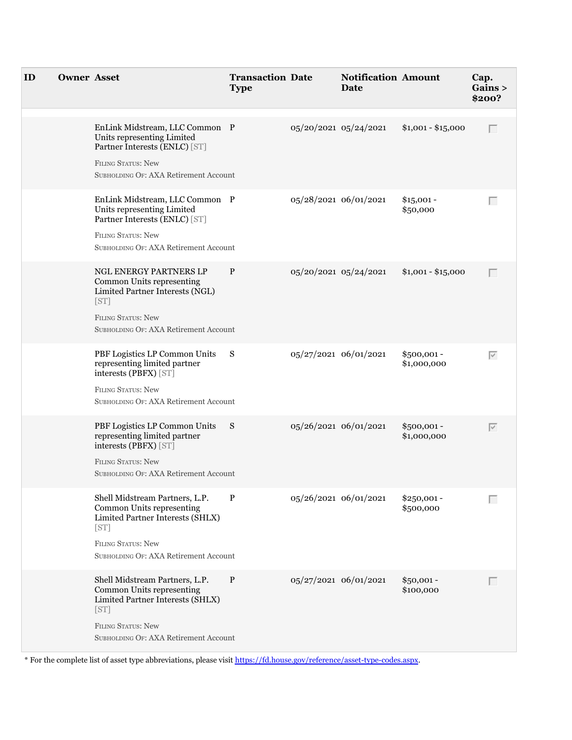| ID | Owner | Asset | Transaction Type | Date | Notification Date | Amount | Cap. Gains > $200? |
|---|---|---|---|---|---|---|---|
| | | EnLink Midstream, LLC Common Units representing Limited Partner Interests (ENLC) [ST]<br>FILING STATUS: New<br>SUBHOLDING OF: AXA Retirement Account | P | 05/20/2021 | 05/24/2021 | $1,001 - $15,000 | ☐ |
| | | EnLink Midstream, LLC Common Units representing Limited Partner Interests (ENLC) [ST]<br>FILING STATUS: New<br>SUBHOLDING OF: AXA Retirement Account | P | 05/28/2021 | 06/01/2021 | $15,001 - $50,000 | ☐ |
| | | NGL ENERGY PARTNERS LP Common Units representing Limited Partner Interests (NGL) [ST]<br>FILING STATUS: New<br>SUBHOLDING OF: AXA Retirement Account | P | 05/20/2021 | 05/24/2021 | $1,001 - $15,000 | ☐ |
| | | PBF Logistics LP Common Units representing limited partner interests (PBFX) [ST]<br>FILING STATUS: New<br>SUBHOLDING OF: AXA Retirement Account | S | 05/27/2021 | 06/01/2021 | $500,001 - $1,000,000 | ☑ |
| | | PBF Logistics LP Common Units representing limited partner interests (PBFX) [ST]<br>FILING STATUS: New<br>SUBHOLDING OF: AXA Retirement Account | S | 05/26/2021 | 06/01/2021 | $500,001 - $1,000,000 | ☑ |
| | | Shell Midstream Partners, L.P. Common Units representing Limited Partner Interests (SHLX) [ST]<br>FILING STATUS: New<br>SUBHOLDING OF: AXA Retirement Account | P | 05/26/2021 | 06/01/2021 | $250,001 - $500,000 | ☐ |
| | | Shell Midstream Partners, L.P. Common Units representing Limited Partner Interests (SHLX) [ST]<br>FILING STATUS: New<br>SUBHOLDING OF: AXA Retirement Account | P | 05/27/2021 | 06/01/2021 | $50,001 - $100,000 | ☐ |

* For the complete list of asset type abbreviations, please visit https://fd.house.gov/reference/asset-type-codes.aspx.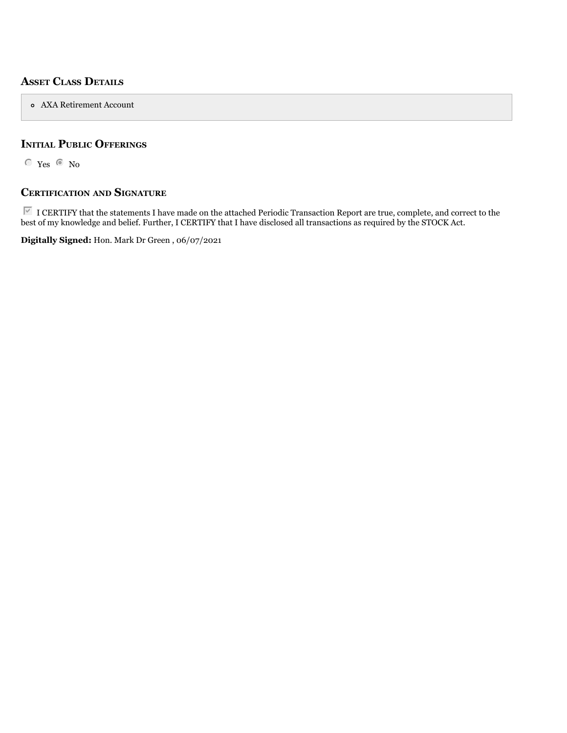## Asset Class Details

- AXA Retirement Account

## Initial Public Offerings

○ Yes ● No

## Certification and Signature

☑ I CERTIFY that the statements I have made on the attached Periodic Transaction Report are true, complete, and correct to the best of my knowledge and belief. Further, I CERTIFY that I have disclosed all transactions as required by the STOCK Act.

**Digitally Signed:** Hon. Mark Dr Green , 06/07/2021